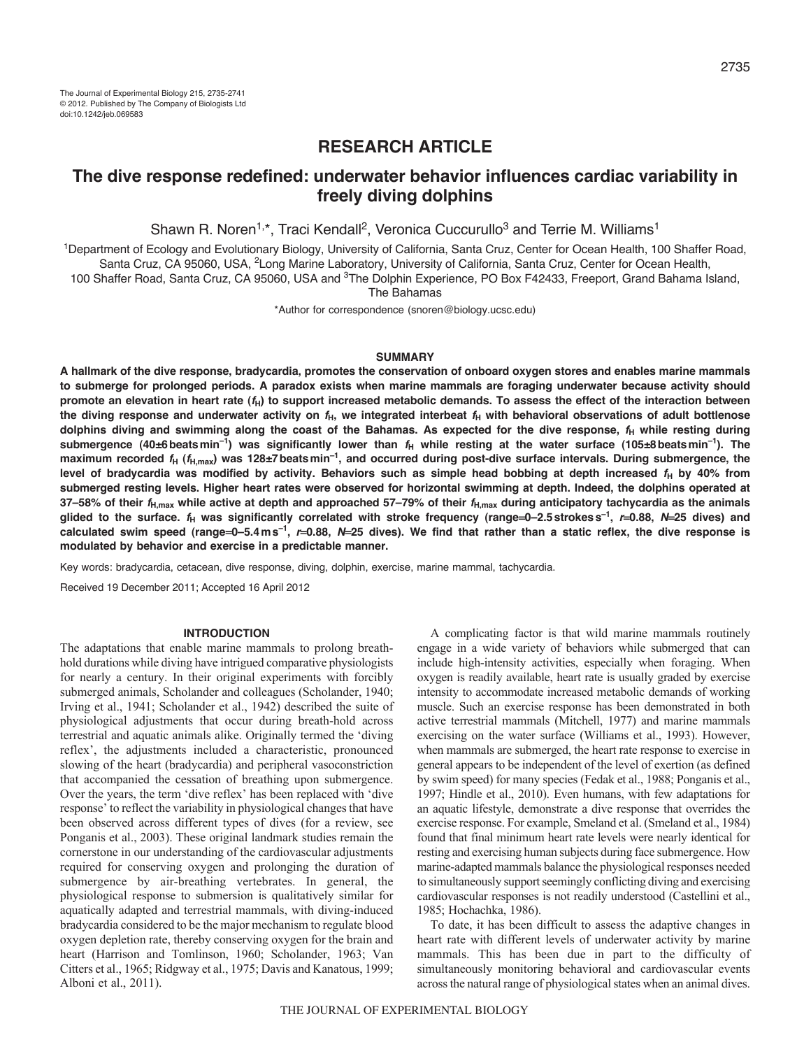The Journal of Experimental Biology 215, 2735-2741
© 2012. Published by The Company of Biologists Ltd
doi:10.1242/jeb.069583

## RESEARCH ARTICLE

# The dive response redefined: underwater behavior influences cardiac variability in freely diving dolphins

Shawn R. Noren[1,*], Traci Kendall[2], Veronica Cuccurullo[3] and Terrie M. Williams[1]

[1]Department of Ecology and Evolutionary Biology, University of California, Santa Cruz, Center for Ocean Health, 100 Shaffer Road, Santa Cruz, CA 95060, USA, [2]Long Marine Laboratory, University of California, Santa Cruz, Center for Ocean Health, 100 Shaffer Road, Santa Cruz, CA 95060, USA and [3]The Dolphin Experience, PO Box F42433, Freeport, Grand Bahama Island, The Bahamas

*Author for correspondence (snoren@biology.ucsc.edu)

### SUMMARY

**A hallmark of the dive response, bradycardia, promotes the conservation of onboard oxygen stores and enables marine mammals to submerge for prolonged periods. A paradox exists when marine mammals are foraging underwater because activity should promote an elevation in heart rate ($f_H$) to support increased metabolic demands. To assess the effect of the interaction between the diving response and underwater activity on $f_H$, we integrated interbeat $f_H$ with behavioral observations of adult bottlenose dolphins diving and swimming along the coast of the Bahamas. As expected for the dive response, $f_H$ while resting during submergence (40±6 beats min$^{-1}$) was significantly lower than $f_H$ while resting at the water surface (105±8 beats min$^{-1}$). The maximum recorded $f_H$ ($f_{H,max}$) was 128±7 beats min$^{-1}$, and occurred during post-dive surface intervals. During submergence, the level of bradycardia was modified by activity. Behaviors such as simple head bobbing at depth increased $f_H$ by 40% from submerged resting levels. Higher heart rates were observed for horizontal swimming at depth. Indeed, the dolphins operated at 37–58% of their $f_{H,max}$ while active at depth and approached 57–79% of their $f_{H,max}$ during anticipatory tachycardia as the animals glided to the surface. $f_H$ was significantly correlated with stroke frequency (range=0–2.5 strokes s$^{-1}$, $r$=0.88, $N$=25 dives) and calculated swim speed (range=0–5.4 m s$^{-1}$, $r$=0.88, $N$=25 dives). We find that rather than a static reflex, the dive response is modulated by behavior and exercise in a predictable manner.**

Key words: bradycardia, cetacean, dive response, diving, dolphin, exercise, marine mammal, tachycardia.

Received 19 December 2011; Accepted 16 April 2012

### INTRODUCTION

The adaptations that enable marine mammals to prolong breath-hold durations while diving have intrigued comparative physiologists for nearly a century. In their original experiments with forcibly submerged animals, Scholander and colleagues (Scholander, 1940; Irving et al., 1941; Scholander et al., 1942) described the suite of physiological adjustments that occur during breath-hold across terrestrial and aquatic animals alike. Originally termed the 'diving reflex', the adjustments included a characteristic, pronounced slowing of the heart (bradycardia) and peripheral vasoconstriction that accompanied the cessation of breathing upon submergence. Over the years, the term 'dive reflex' has been replaced with 'dive response' to reflect the variability in physiological changes that have been observed across different types of dives (for a review, see Ponganis et al., 2003). These original landmark studies remain the cornerstone in our understanding of the cardiovascular adjustments required for conserving oxygen and prolonging the duration of submergence by air-breathing vertebrates. In general, the physiological response to submersion is qualitatively similar for aquatically adapted and terrestrial mammals, with diving-induced bradycardia considered to be the major mechanism to regulate blood oxygen depletion rate, thereby conserving oxygen for the brain and heart (Harrison and Tomlinson, 1960; Scholander, 1963; Van Citters et al., 1965; Ridgway et al., 1975; Davis and Kanatous, 1999; Alboni et al., 2011).

A complicating factor is that wild marine mammals routinely engage in a wide variety of behaviors while submerged that can include high-intensity activities, especially when foraging. When oxygen is readily available, heart rate is usually graded by exercise intensity to accommodate increased metabolic demands of working muscle. Such an exercise response has been demonstrated in both active terrestrial mammals (Mitchell, 1977) and marine mammals exercising on the water surface (Williams et al., 1993). However, when mammals are submerged, the heart rate response to exercise in general appears to be independent of the level of exertion (as defined by swim speed) for many species (Fedak et al., 1988; Ponganis et al., 1997; Hindle et al., 2010). Even humans, with few adaptations for an aquatic lifestyle, demonstrate a dive response that overrides the exercise response. For example, Smeland et al. (Smeland et al., 1984) found that final minimum heart rate levels were nearly identical for resting and exercising human subjects during face submergence. How marine-adapted mammals balance the physiological responses needed to simultaneously support seemingly conflicting diving and exercising cardiovascular responses is not readily understood (Castellini et al., 1985; Hochachka, 1986).

To date, it has been difficult to assess the adaptive changes in heart rate with different levels of underwater activity by marine mammals. This has been due in part to the difficulty of simultaneously monitoring behavioral and cardiovascular events across the natural range of physiological states when an animal dives.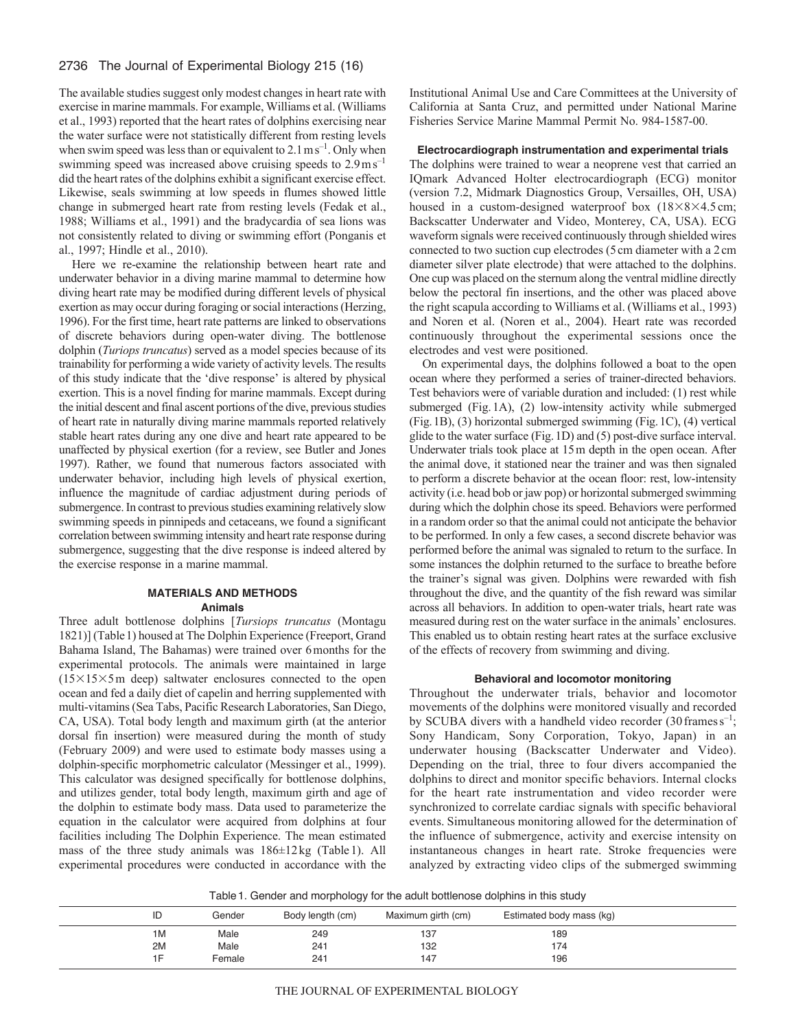The available studies suggest only modest changes in heart rate with exercise in marine mammals. For example, Williams et al. (Williams et al., 1993) reported that the heart rates of dolphins exercising near the water surface were not statistically different from resting levels when swim speed was less than or equivalent to $2.1\,\mathrm{m\,s^{-1}}$. Only when swimming speed was increased above cruising speeds to $2.9\,\mathrm{m\,s^{-1}}$ did the heart rates of the dolphins exhibit a significant exercise effect. Likewise, seals swimming at low speeds in flumes showed little change in submerged heart rate from resting levels (Fedak et al., 1988; Williams et al., 1991) and the bradycardia of sea lions was not consistently related to diving or swimming effort (Ponganis et al., 1997; Hindle et al., 2010).

Here we re-examine the relationship between heart rate and underwater behavior in a diving marine mammal to determine how diving heart rate may be modified during different levels of physical exertion as may occur during foraging or social interactions (Herzing, 1996). For the first time, heart rate patterns are linked to observations of discrete behaviors during open-water diving. The bottlenose dolphin (*Turiops truncatus*) served as a model species because of its trainability for performing a wide variety of activity levels. The results of this study indicate that the 'dive response' is altered by physical exertion. This is a novel finding for marine mammals. Except during the initial descent and final ascent portions of the dive, previous studies of heart rate in naturally diving marine mammals reported relatively stable heart rates during any one dive and heart rate appeared to be unaffected by physical exertion (for a review, see Butler and Jones 1997). Rather, we found that numerous factors associated with underwater behavior, including high levels of physical exertion, influence the magnitude of cardiac adjustment during periods of submergence. In contrast to previous studies examining relatively slow swimming speeds in pinnipeds and cetaceans, we found a significant correlation between swimming intensity and heart rate response during submergence, suggesting that the dive response is indeed altered by the exercise response in a marine mammal.

## MATERIALS AND METHODS

### Animals

Three adult bottlenose dolphins [*Tursiops truncatus* (Montagu 1821)] (Table 1) housed at The Dolphin Experience (Freeport, Grand Bahama Island, The Bahamas) were trained over 6 months for the experimental protocols. The animals were maintained in large ($15\times15\times5$ m deep) saltwater enclosures connected to the open ocean and fed a daily diet of capelin and herring supplemented with multi-vitamins (Sea Tabs, Pacific Research Laboratories, San Diego, CA, USA). Total body length and maximum girth (at the anterior dorsal fin insertion) were measured during the month of study (February 2009) and were used to estimate body masses using a dolphin-specific morphometric calculator (Messinger et al., 1999). This calculator was designed specifically for bottlenose dolphins, and utilizes gender, total body length, maximum girth and age of the dolphin to estimate body mass. Data used to parameterize the equation in the calculator were acquired from dolphins at four facilities including The Dolphin Experience. The mean estimated mass of the three study animals was $186\pm12$ kg (Table 1). All experimental procedures were conducted in accordance with the Institutional Animal Use and Care Committees at the University of California at Santa Cruz, and permitted under National Marine Fisheries Service Marine Mammal Permit No. 984-1587-00.

### Electrocardiograph instrumentation and experimental trials

The dolphins were trained to wear a neoprene vest that carried an IQmark Advanced Holter electrocardiograph (ECG) monitor (version 7.2, Midmark Diagnostics Group, Versailles, OH, USA) housed in a custom-designed waterproof box ($18\times8\times4.5$ cm; Backscatter Underwater and Video, Monterey, CA, USA). ECG waveform signals were received continuously through shielded wires connected to two suction cup electrodes (5 cm diameter with a 2 cm diameter silver plate electrode) that were attached to the dolphins. One cup was placed on the sternum along the ventral midline directly below the pectoral fin insertions, and the other was placed above the right scapula according to Williams et al. (Williams et al., 1993) and Noren et al. (Noren et al., 2004). Heart rate was recorded continuously throughout the experimental sessions once the electrodes and vest were positioned.

On experimental days, the dolphins followed a boat to the open ocean where they performed a series of trainer-directed behaviors. Test behaviors were of variable duration and included: (1) rest while submerged (Fig. 1A), (2) low-intensity activity while submerged (Fig. 1B), (3) horizontal submerged swimming (Fig. 1C), (4) vertical glide to the water surface (Fig. 1D) and (5) post-dive surface interval. Underwater trials took place at 15 m depth in the open ocean. After the animal dove, it stationed near the trainer and was then signaled to perform a discrete behavior at the ocean floor: rest, low-intensity activity (i.e. head bob or jaw pop) or horizontal submerged swimming during which the dolphin chose its speed. Behaviors were performed in a random order so that the animal could not anticipate the behavior to be performed. In only a few cases, a second discrete behavior was performed before the animal was signaled to return to the surface. In some instances the dolphin returned to the surface to breathe before the trainer's signal was given. Dolphins were rewarded with fish throughout the dive, and the quantity of the fish reward was similar across all behaviors. In addition to open-water trials, heart rate was measured during rest on the water surface in the animals' enclosures. This enabled us to obtain resting heart rates at the surface exclusive of the effects of recovery from swimming and diving.

### Behavioral and locomotor monitoring

Throughout the underwater trials, behavior and locomotor movements of the dolphins were monitored visually and recorded by SCUBA divers with a handheld video recorder ($30\,\mathrm{frames\,s^{-1}}$; Sony Handicam, Sony Corporation, Tokyo, Japan) in an underwater housing (Backscatter Underwater and Video). Depending on the trial, three to four divers accompanied the dolphins to direct and monitor specific behaviors. Internal clocks for the heart rate instrumentation and video recorder were synchronized to correlate cardiac signals with specific behavioral events. Simultaneous monitoring allowed for the determination of the influence of submergence, activity and exercise intensity on instantaneous changes in heart rate. Stroke frequencies were analyzed by extracting video clips of the submerged swimming

Table 1. Gender and morphology for the adult bottlenose dolphins in this study

| ID | Gender | Body length (cm) | Maximum girth (cm) | Estimated body mass (kg) |
|---|---|---|---|---|
| 1M | Male | 249 | 137 | 189 |
| 2M | Male | 241 | 132 | 174 |
| 1F | Female | 241 | 147 | 196 |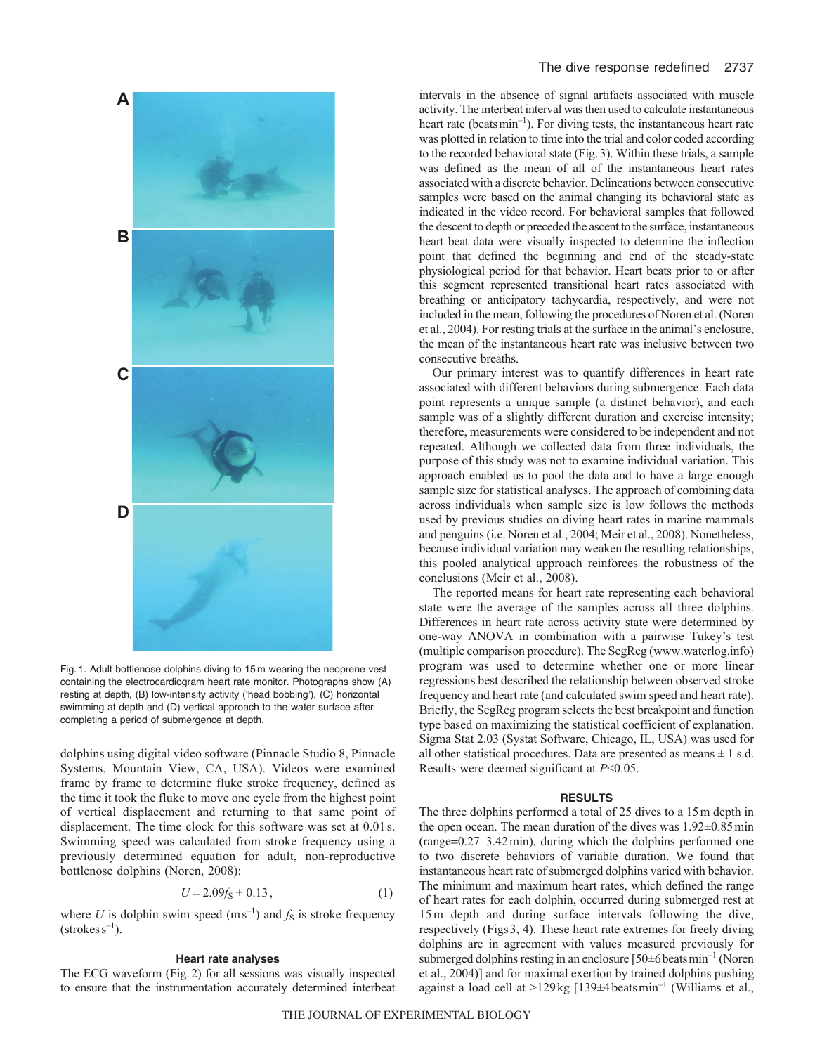Fig. 1. Adult bottlenose dolphins diving to 15 m wearing the neoprene vest containing the electrocardiogram heart rate monitor. Photographs show (A) resting at depth, (B) low-intensity activity ('head bobbing'), (C) horizontal swimming at depth and (D) vertical approach to the water surface after completing a period of submergence at depth.

dolphins using digital video software (Pinnacle Studio 8, Pinnacle Systems, Mountain View, CA, USA). Videos were examined frame by frame to determine fluke stroke frequency, defined as the time it took the fluke to move one cycle from the highest point of vertical displacement and returning to that same point of displacement. The time clock for this software was set at 0.01 s. Swimming speed was calculated from stroke frequency using a previously determined equation for adult, non-reproductive bottlenose dolphins (Noren, 2008):

$$U = 2.09 f_S + 0.13\,, \quad (1)$$

where $U$ is dolphin swim speed (m $s^{-1}$) and $f_S$ is stroke frequency (strokes $s^{-1}$).

### Heart rate analyses

The ECG waveform (Fig. 2) for all sessions was visually inspected to ensure that the instrumentation accurately determined interbeat intervals in the absence of signal artifacts associated with muscle activity. The interbeat interval was then used to calculate instantaneous heart rate (beats $min^{-1}$). For diving tests, the instantaneous heart rate was plotted in relation to time into the trial and color coded according to the recorded behavioral state (Fig. 3). Within these trials, a sample was defined as the mean of all of the instantaneous heart rates associated with a discrete behavior. Delineations between consecutive samples were based on the animal changing its behavioral state as indicated in the video record. For behavioral samples that followed the descent to depth or preceded the ascent to the surface, instantaneous heart beat data were visually inspected to determine the inflection point that defined the beginning and end of the steady-state physiological period for that behavior. Heart beats prior to or after this segment represented transitional heart rates associated with breathing or anticipatory tachycardia, respectively, and were not included in the mean, following the procedures of Noren et al. (Noren et al., 2004). For resting trials at the surface in the animal's enclosure, the mean of the instantaneous heart rate was inclusive between two consecutive breaths.

Our primary interest was to quantify differences in heart rate associated with different behaviors during submergence. Each data point represents a unique sample (a distinct behavior), and each sample was of a slightly different duration and exercise intensity; therefore, measurements were considered to be independent and not repeated. Although we collected data from three individuals, the purpose of this study was not to examine individual variation. This approach enabled us to pool the data and to have a large enough sample size for statistical analyses. The approach of combining data across individuals when sample size is low follows the methods used by previous studies on diving heart rates in marine mammals and penguins (i.e. Noren et al., 2004; Meir et al., 2008). Nonetheless, because individual variation may weaken the resulting relationships, this pooled analytical approach reinforces the robustness of the conclusions (Meir et al., 2008).

The reported means for heart rate representing each behavioral state were the average of the samples across all three dolphins. Differences in heart rate across activity state were determined by one-way ANOVA in combination with a pairwise Tukey's test (multiple comparison procedure). The SegReg (www.waterlog.info) program was used to determine whether one or more linear regressions best described the relationship between observed stroke frequency and heart rate (and calculated swim speed and heart rate). Briefly, the SegReg program selects the best breakpoint and function type based on maximizing the statistical coefficient of explanation. Sigma Stat 2.03 (Systat Software, Chicago, IL, USA) was used for all other statistical procedures. Data are presented as means ± 1 s.d. Results were deemed significant at $P<0.05$.

## RESULTS

The three dolphins performed a total of 25 dives to a 15 m depth in the open ocean. The mean duration of the dives was 1.92±0.85 min (range=0.27–3.42 min), during which the dolphins performed one to two discrete behaviors of variable duration. We found that instantaneous heart rate of submerged dolphins varied with behavior. The minimum and maximum heart rates, which defined the range of heart rates for each dolphin, occurred during submerged rest at 15 m depth and during surface intervals following the dive, respectively (Figs 3, 4). These heart rate extremes for freely diving dolphins are in agreement with values measured previously for submerged dolphins resting in an enclosure [50±6 beats $min^{-1}$ (Noren et al., 2004)] and for maximal exertion by trained dolphins pushing against a load cell at >129 kg [139±4 beats $min^{-1}$ (Williams et al.,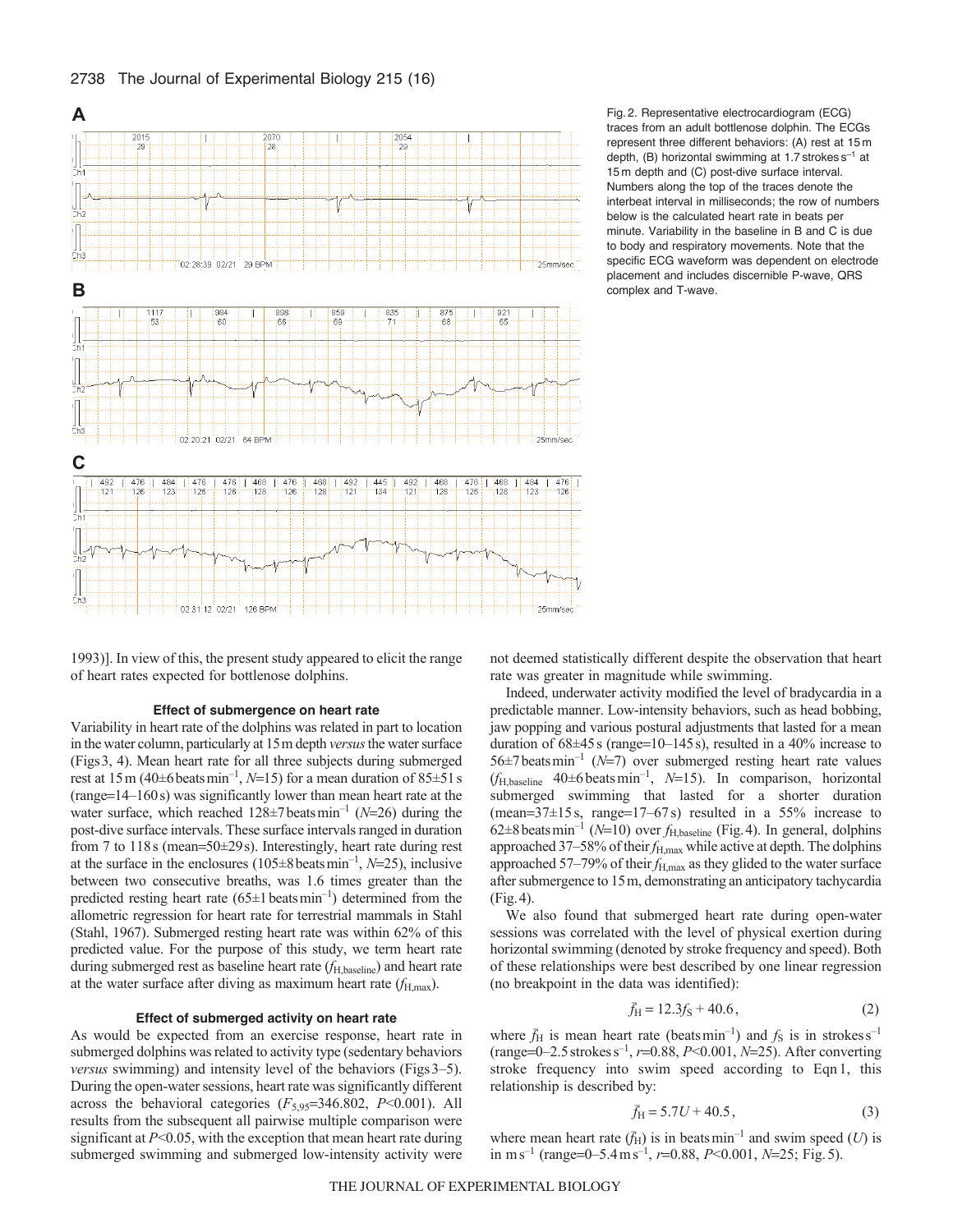Fig. 2. Representative electrocardiogram (ECG) traces from an adult bottlenose dolphin. The ECGs represent three different behaviors: (A) rest at 15 m depth, (B) horizontal swimming at 1.7 strokes $s^{-1}$ at 15 m depth and (C) post-dive surface interval. Numbers along the top of the traces denote the interbeat interval in milliseconds; the row of numbers below is the calculated heart rate in beats per minute. Variability in the baseline in B and C is due to body and respiratory movements. Note that the specific ECG waveform was dependent on electrode placement and includes discernible P-wave, QRS complex and T-wave.

1993)]. In view of this, the present study appeared to elicit the range of heart rates expected for bottlenose dolphins.

### Effect of submergence on heart rate

Variability in heart rate of the dolphins was related in part to location in the water column, particularly at 15 m depth *versus* the water surface (Figs 3, 4). Mean heart rate for all three subjects during submerged rest at 15 m (40±6 beats $min^{-1}$, $N$=15) for a mean duration of 85±51 s (range=14–160 s) was significantly lower than mean heart rate at the water surface, which reached 128±7 beats $min^{-1}$ ($N$=26) during the post-dive surface intervals. These surface intervals ranged in duration from 7 to 118 s (mean=50±29 s). Interestingly, heart rate during rest at the surface in the enclosures (105±8 beats $min^{-1}$, $N$=25), inclusive between two consecutive breaths, was 1.6 times greater than the predicted resting heart rate (65±1 beats $min^{-1}$) determined from the allometric regression for heart rate for terrestrial mammals in Stahl (Stahl, 1967). Submerged resting heart rate was within 62% of this predicted value. For the purpose of this study, we term heart rate during submerged rest as baseline heart rate ($f_{H,baseline}$) and heart rate at the water surface after diving as maximum heart rate ($f_{H,max}$).

### Effect of submerged activity on heart rate

As would be expected from an exercise response, heart rate in submerged dolphins was related to activity type (sedentary behaviors *versus* swimming) and intensity level of the behaviors (Figs 3–5). During the open-water sessions, heart rate was significantly different across the behavioral categories ($F_{5,95}$=346.802, $P$<0.001). All results from the subsequent all pairwise multiple comparison were significant at $P$<0.05, with the exception that mean heart rate during submerged swimming and submerged low-intensity activity were not deemed statistically different despite the observation that heart rate was greater in magnitude while swimming.

Indeed, underwater activity modified the level of bradycardia in a predictable manner. Low-intensity behaviors, such as head bobbing, jaw popping and various postural adjustments that lasted for a mean duration of 68±45 s (range=10–145 s), resulted in a 40% increase to 56±7 beats $min^{-1}$ ($N$=7) over submerged resting heart rate values ($f_{H,baseline}$ 40±6 beats $min^{-1}$, $N$=15). In comparison, horizontal submerged swimming that lasted for a shorter duration (mean=37±15 s, range=17–67 s) resulted in a 55% increase to 62±8 beats $min^{-1}$ ($N$=10) over $f_{H,baseline}$ (Fig. 4). In general, dolphins approached 37–58% of their $f_{H,max}$ while active at depth. The dolphins approached 57–79% of their $f_{H,max}$ as they glided to the water surface after submergence to 15 m, demonstrating an anticipatory tachycardia (Fig. 4).

We also found that submerged heart rate during open-water sessions was correlated with the level of physical exertion during horizontal swimming (denoted by stroke frequency and speed). Both of these relationships were best described by one linear regression (no breakpoint in the data was identified):

$$\bar{f}_H = 12.3 f_S + 40.6\,, \qquad (2)$$

where $\bar{f}_H$ is mean heart rate (beats $min^{-1}$) and $f_S$ is in strokes $s^{-1}$ (range=0–2.5 strokes $s^{-1}$, $r$=0.88, $P$<0.001, $N$=25). After converting stroke frequency into swim speed according to Eqn 1, this relationship is described by:

$$\bar{f}_H = 5.7U + 40.5\,, \qquad (3)$$

where mean heart rate ($\bar{f}_H$) is in beats $min^{-1}$ and swim speed ($U$) is in m $s^{-1}$ (range=0–5.4 m $s^{-1}$, $r$=0.88, $P$<0.001, $N$=25; Fig. 5).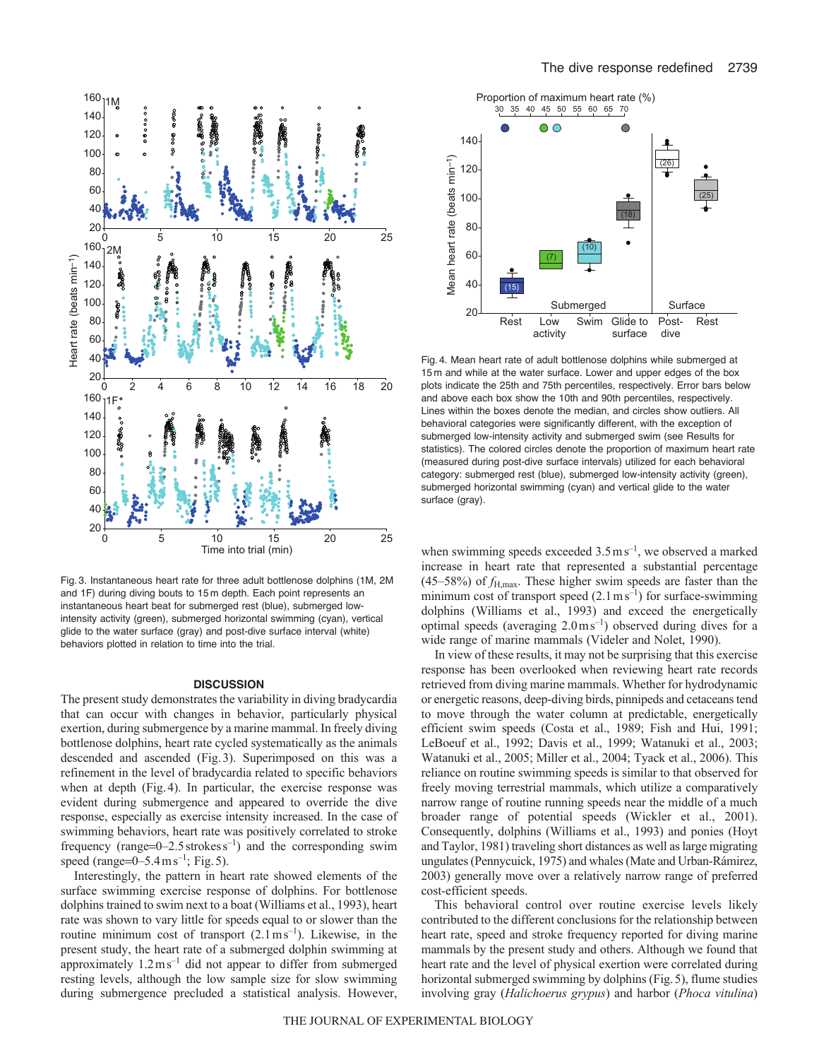Fig. 3. Instantaneous heart rate for three adult bottlenose dolphins (1M, 2M and 1F) during diving bouts to 15 m depth. Each point represents an instantaneous heart beat for submerged rest (blue), submerged low-intensity activity (green), submerged horizontal swimming (cyan), vertical glide to the water surface (gray) and post-dive surface interval (white) behaviors plotted in relation to time into the trial.

Fig. 4. Mean heart rate of adult bottlenose dolphins while submerged at 15 m and while at the water surface. Lower and upper edges of the box plots indicate the 25th and 75th percentiles, respectively. Error bars below and above each box show the 10th and 90th percentiles, respectively. Lines within the boxes denote the median, and circles show outliers. All behavioral categories were significantly different, with the exception of submerged low-intensity activity and submerged swim (see Results for statistics). The colored circles denote the proportion of maximum heart rate (measured during post-dive surface intervals) utilized for each behavioral category: submerged rest (blue), submerged low-intensity activity (green), submerged horizontal swimming (cyan) and vertical glide to the water surface (gray).

## DISCUSSION

The present study demonstrates the variability in diving bradycardia that can occur with changes in behavior, particularly physical exertion, during submergence by a marine mammal. In freely diving bottlenose dolphins, heart rate cycled systematically as the animals descended and ascended (Fig. 3). Superimposed on this was a refinement in the level of bradycardia related to specific behaviors when at depth (Fig. 4). In particular, the exercise response was evident during submergence and appeared to override the dive response, especially as exercise intensity increased. In the case of swimming behaviors, heart rate was positively correlated to stroke frequency (range=0–2.5 strokes $s^{-1}$) and the corresponding swim speed (range=0–5.4 m $s^{-1}$; Fig. 5).

Interestingly, the pattern in heart rate showed elements of the surface swimming exercise response of dolphins. For bottlenose dolphins trained to swim next to a boat (Williams et al., 1993), heart rate was shown to vary little for speeds equal to or slower than the routine minimum cost of transport (2.1 m $s^{-1}$). Likewise, in the present study, the heart rate of a submerged dolphin swimming at approximately 1.2 m $s^{-1}$ did not appear to differ from submerged resting levels, although the low sample size for slow swimming during submergence precluded a statistical analysis. However, when swimming speeds exceeded 3.5 m $s^{-1}$, we observed a marked increase in heart rate that represented a substantial percentage (45–58%) of $f_{H,max}$. These higher swim speeds are faster than the minimum cost of transport speed (2.1 m $s^{-1}$) for surface-swimming dolphins (Williams et al., 1993) and exceed the energetically optimal speeds (averaging 2.0 m $s^{-1}$) observed during dives for a wide range of marine mammals (Videler and Nolet, 1990).

In view of these results, it may not be surprising that this exercise response has been overlooked when reviewing heart rate records retrieved from diving marine mammals. Whether for hydrodynamic or energetic reasons, deep-diving birds, pinnipeds and cetaceans tend to move through the water column at predictable, energetically efficient swim speeds (Costa et al., 1989; Fish and Hui, 1991; LeBoeuf et al., 1992; Davis et al., 1999; Watanuki et al., 2003; Watanuki et al., 2005; Miller et al., 2004; Tyack et al., 2006). This reliance on routine swimming speeds is similar to that observed for freely moving terrestrial mammals, which utilize a comparatively narrow range of routine running speeds near the middle of a much broader range of potential speeds (Wickler et al., 2001). Consequently, dolphins (Williams et al., 1993) and ponies (Hoyt and Taylor, 1981) traveling short distances as well as large migrating ungulates (Pennycuick, 1975) and whales (Mate and Urban-Rámirez, 2003) generally move over a relatively narrow range of preferred cost-efficient speeds.

This behavioral control over routine exercise levels likely contributed to the different conclusions for the relationship between heart rate, speed and stroke frequency reported for diving marine mammals by the present study and others. Although we found that heart rate and the level of physical exertion were correlated during horizontal submerged swimming by dolphins (Fig. 5), flume studies involving gray (*Halichoerus grypus*) and harbor (*Phoca vitulina*)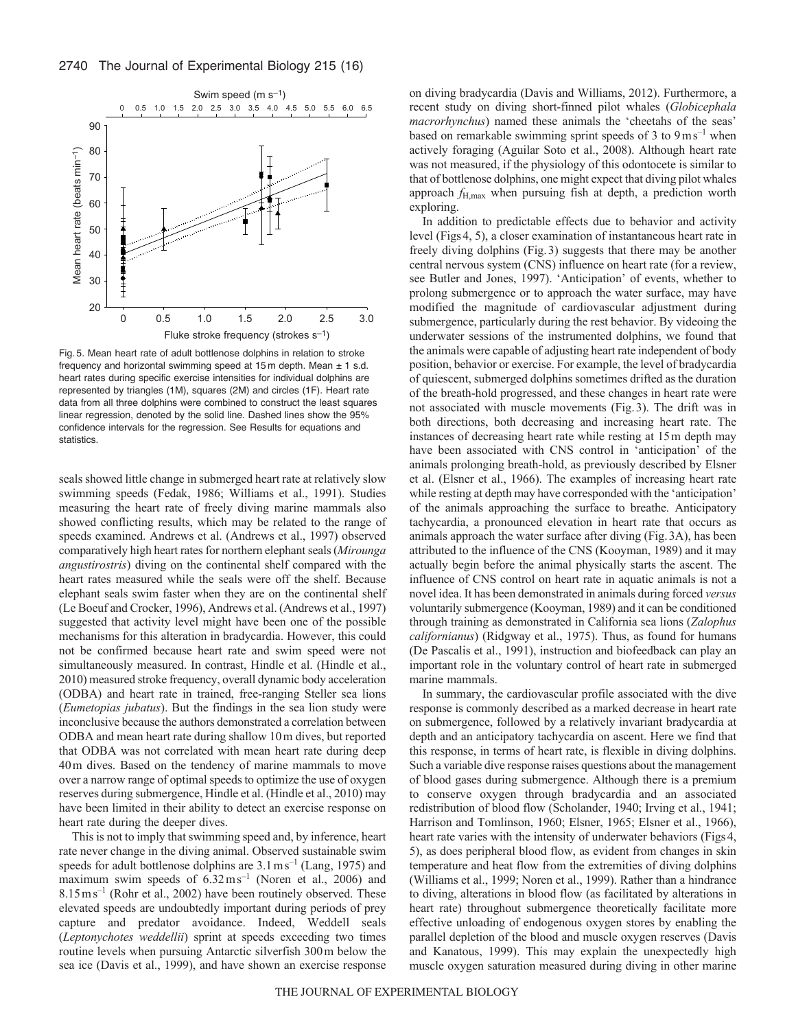Fig. 5. Mean heart rate of adult bottlenose dolphins in relation to stroke frequency and horizontal swimming speed at 15 m depth. Mean ± 1 s.d. heart rates during specific exercise intensities for individual dolphins are represented by triangles (1M), squares (2M) and circles (1F). Heart rate data from all three dolphins were combined to construct the least squares linear regression, denoted by the solid line. Dashed lines show the 95% confidence intervals for the regression. See Results for equations and statistics.

seals showed little change in submerged heart rate at relatively slow swimming speeds (Fedak, 1986; Williams et al., 1991). Studies measuring the heart rate of freely diving marine mammals also showed conflicting results, which may be related to the range of speeds examined. Andrews et al. (Andrews et al., 1997) observed comparatively high heart rates for northern elephant seals (*Mirounga angustirostris*) diving on the continental shelf compared with the heart rates measured while the seals were off the shelf. Because elephant seals swim faster when they are on the continental shelf (Le Boeuf and Crocker, 1996), Andrews et al. (Andrews et al., 1997) suggested that activity level might have been one of the possible mechanisms for this alteration in bradycardia. However, this could not be confirmed because heart rate and swim speed were not simultaneously measured. In contrast, Hindle et al. (Hindle et al., 2010) measured stroke frequency, overall dynamic body acceleration (ODBA) and heart rate in trained, free-ranging Steller sea lions (*Eumetopias jubatus*). But the findings in the sea lion study were inconclusive because the authors demonstrated a correlation between ODBA and mean heart rate during shallow 10 m dives, but reported that ODBA was not correlated with mean heart rate during deep 40 m dives. Based on the tendency of marine mammals to move over a narrow range of optimal speeds to optimize the use of oxygen reserves during submergence, Hindle et al. (Hindle et al., 2010) may have been limited in their ability to detect an exercise response on heart rate during the deeper dives.

This is not to imply that swimming speed and, by inference, heart rate never change in the diving animal. Observed sustainable swim speeds for adult bottlenose dolphins are $3.1\,\mathrm{m\,s^{-1}}$ (Lang, 1975) and maximum swim speeds of $6.32\,\mathrm{m\,s^{-1}}$ (Noren et al., 2006) and $8.15\,\mathrm{m\,s^{-1}}$ (Rohr et al., 2002) have been routinely observed. These elevated speeds are undoubtedly important during periods of prey capture and predator avoidance. Indeed, Weddell seals (*Leptonychotes weddellii*) sprint at speeds exceeding two times routine levels when pursuing Antarctic silverfish 300 m below the sea ice (Davis et al., 1999), and have shown an exercise response on diving bradycardia (Davis and Williams, 2012). Furthermore, a recent study on diving short-finned pilot whales (*Globicephala macrorhynchus*) named these animals the 'cheetahs of the seas' based on remarkable swimming sprint speeds of 3 to $9\,\mathrm{m\,s^{-1}}$ when actively foraging (Aguilar Soto et al., 2008). Although heart rate was not measured, if the physiology of this odontocete is similar to that of bottlenose dolphins, one might expect that diving pilot whales approach $f_{\mathrm{H,max}}$ when pursuing fish at depth, a prediction worth exploring.

In addition to predictable effects due to behavior and activity level (Figs 4, 5), a closer examination of instantaneous heart rate in freely diving dolphins (Fig. 3) suggests that there may be another central nervous system (CNS) influence on heart rate (for a review, see Butler and Jones, 1997). 'Anticipation' of events, whether to prolong submergence or to approach the water surface, may have modified the magnitude of cardiovascular adjustment during submergence, particularly during the rest behavior. By videoing the underwater sessions of the instrumented dolphins, we found that the animals were capable of adjusting heart rate independent of body position, behavior or exercise. For example, the level of bradycardia of quiescent, submerged dolphins sometimes drifted as the duration of the breath-hold progressed, and these changes in heart rate were not associated with muscle movements (Fig. 3). The drift was in both directions, both decreasing and increasing heart rate. The instances of decreasing heart rate while resting at 15 m depth may have been associated with CNS control in 'anticipation' of the animals prolonging breath-hold, as previously described by Elsner et al. (Elsner et al., 1966). The examples of increasing heart rate while resting at depth may have corresponded with the 'anticipation' of the animals approaching the surface to breathe. Anticipatory tachycardia, a pronounced elevation in heart rate that occurs as animals approach the water surface after diving (Fig. 3A), has been attributed to the influence of the CNS (Kooyman, 1989) and it may actually begin before the animal physically starts the ascent. The influence of CNS control on heart rate in aquatic animals is not a novel idea. It has been demonstrated in animals during forced *versus* voluntarily submergence (Kooyman, 1989) and it can be conditioned through training as demonstrated in California sea lions (*Zalophus californianus*) (Ridgway et al., 1975). Thus, as found for humans (De Pascalis et al., 1991), instruction and biofeedback can play an important role in the voluntary control of heart rate in submerged marine mammals.

In summary, the cardiovascular profile associated with the dive response is commonly described as a marked decrease in heart rate on submergence, followed by a relatively invariant bradycardia at depth and an anticipatory tachycardia on ascent. Here we find that this response, in terms of heart rate, is flexible in diving dolphins. Such a variable dive response raises questions about the management of blood gases during submergence. Although there is a premium to conserve oxygen through bradycardia and an associated redistribution of blood flow (Scholander, 1940; Irving et al., 1941; Harrison and Tomlinson, 1960; Elsner, 1965; Elsner et al., 1966), heart rate varies with the intensity of underwater behaviors (Figs 4, 5), as does peripheral blood flow, as evident from changes in skin temperature and heat flow from the extremities of diving dolphins (Williams et al., 1999; Noren et al., 1999). Rather than a hindrance to diving, alterations in blood flow (as facilitated by alterations in heart rate) throughout submergence theoretically facilitate more effective unloading of endogenous oxygen stores by enabling the parallel depletion of the blood and muscle oxygen reserves (Davis and Kanatous, 1999). This may explain the unexpectedly high muscle oxygen saturation measured during diving in other marine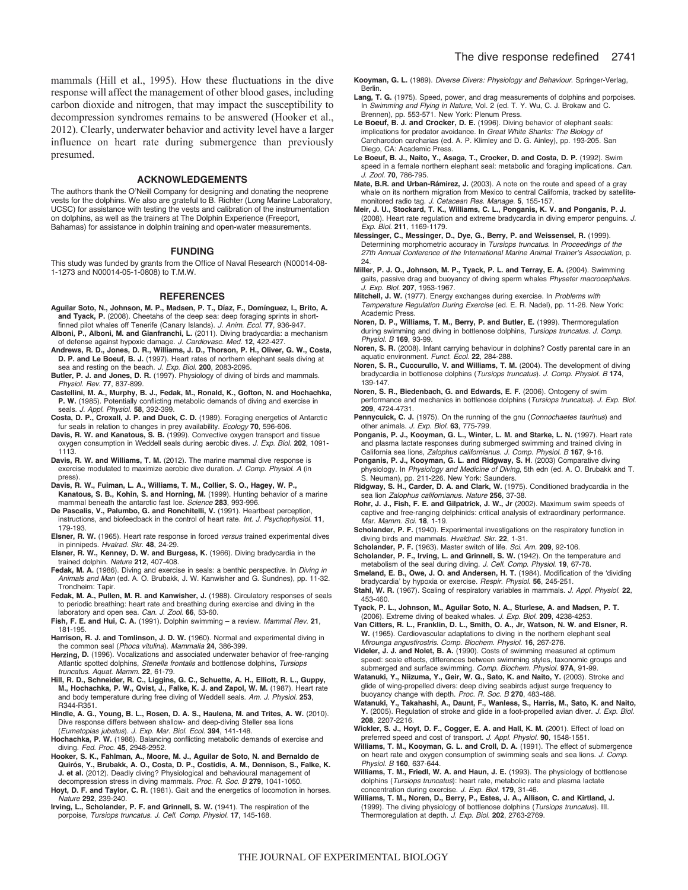mammals (Hill et al., 1995). How these fluctuations in the dive response will affect the management of other blood gases, including carbon dioxide and nitrogen, that may impact the susceptibility to decompression syndromes remains to be answered (Hooker et al., 2012). Clearly, underwater behavior and activity level have a larger influence on heart rate during submergence than previously presumed.

## ACKNOWLEDGEMENTS

The authors thank the O'Neill Company for designing and donating the neoprene vests for the dolphins. We also are grateful to B. Richter (Long Marine Laboratory, UCSC) for assistance with testing the vests and calibration of the instrumentation on dolphins, as well as the trainers at The Dolphin Experience (Freeport, Bahamas) for assistance in dolphin training and open-water measurements.

## FUNDING

This study was funded by grants from the Office of Naval Research (N00014-08-1-1273 and N00014-05-1-0808) to T.M.W.

## REFERENCES

**Aguilar Soto, N., Johnson, M. P., Madsen, P. T., Díaz, F., Domínguez, I., Brito, A. and Tyack, P.** (2008). Cheetahs of the deep sea: deep foraging sprints in short-finned pilot whales off Tenerife (Canary Islands). *J. Anim. Ecol.* **77**, 936-947.

**Alboni, P., Alboni, M. and Gianfranchi, L.** (2011). Diving bradycardia: a mechanism of defense against hypoxic damage. *J. Cardiovasc. Med.* **12**, 422-427.

**Andrews, R. D., Jones, D. R., Williams, J. D., Thorson, P. H., Oliver, G. W., Costa, D. P. and Le Boeuf, B. J.** (1997). Heart rates of northern elephant seals diving at sea and resting on the beach. *J. Exp. Biol.* **200**, 2083-2095.

**Butler, P. J. and Jones, D. R.** (1997). Physiology of diving of birds and mammals. *Physiol. Rev.* **77**, 837-899.

**Castellini, M. A., Murphy, B. J., Fedak, M., Ronald, K., Gofton, N. and Hochachka, P. W.** (1985). Potentially conflicting metabolic demands of diving and exercise in seals. *J. Appl. Physiol.* **58**, 392-399.

**Costa, D. P., Croxall, J. P. and Duck, C. D.** (1989). Foraging energetics of Antarctic fur seals in relation to changes in prey availability. *Ecology* **70**, 596-606.

**Davis, R. W. and Kanatous, S. B.** (1999). Convective oxygen transport and tissue oxygen consumption in Weddell seals during aerobic dives. *J. Exp. Biol.* **202**, 1091-1113.

**Davis, R. W. and Williams, T. M.** (2012). The marine mammal dive response is exercise modulated to maximize aerobic dive duration. *J. Comp. Physiol. A* (in press).

**Davis, R. W., Fuiman, L. A., Williams, T. M., Collier, S. O., Hagey, W. P., Kanatous, S. B., Kohin, S. and Horning, M.** (1999). Hunting behavior of a marine mammal beneath the antarctic fast Ice. *Science* **283**, 993-996.

**De Pascalis, V., Palumbo, G. and Ronchitelli, V.** (1991). Heartbeat perception, instructions, and biofeedback in the control of heart rate. *Int. J. Psychophysiol.* **11**, 179-193.

**Elsner, R. W.** (1965). Heart rate response in forced *versus* trained experimental dives in pinnipeds. *Hvalrad. Skr.* **48**, 24-29.

**Elsner, R. W., Kenney, D. W. and Burgess, K.** (1966). Diving bradycardia in the trained dolphin. *Nature* **212**, 407-408.

**Fedak, M. A.** (1986). Diving and exercise in seals: a benthic perspective. In *Diving in Animals and Man* (ed. A. O. Brubakk, J. W. Kanwisher and G. Sundnes), pp. 11-32. Trondheim: Tapir.

**Fedak, M. A., Pullen, M. R. and Kanwisher, J.** (1988). Circulatory responses of seals to periodic breathing: heart rate and breathing during exercise and diving in the laboratory and open sea. *Can. J. Zool.* **66**, 53-60.

**Fish, F. E. and Hui, C. A.** (1991). Dolphin swimming – a review. *Mammal Rev.* **21**, 181-195.

**Harrison, R. J. and Tomlinson, J. D. W.** (1960). Normal and experimental diving in the common seal (*Phoca vitulina*). *Mammalia* **24**, 386-399.

**Herzing, D.** (1996). Vocalizations and associated underwater behavior of free-ranging Atlantic spotted dolphins, *Stenella frontalis* and bottlenose dolphins, *Tursiops truncatus*. *Aquat. Mamm.* **22**, 61-79.

**Hill, R. D., Schneider, R. C., Liggins, G. C., Schuette, A. H., Elliott, R. L., Guppy, M., Hochachka, P. W., Qvist, J., Falke, K. J. and Zapol, W. M.** (1987). Heart rate and body temperature during free diving of Weddell seals. *Am. J. Physiol.* **253**, R344-R351.

**Hindle, A. G., Young, B. L., Rosen, D. A. S., Haulena, M. and Trites, A. W.** (2010). Dive response differs between shallow- and deep-diving Steller sea lions (*Eumetopias jubatus*). *J. Exp. Mar. Biol. Ecol.* **394**, 141-148.

**Hochachka, P. W.** (1986). Balancing conflicting metabolic demands of exercise and diving. *Fed. Proc.* **45**, 2948-2952.

**Hooker, S. K., Fahlman, A., Moore, M. J., Aguilar de Soto, N. and Bernaldo de Quirós, Y., Brubakk, A. O., Costa, D. P., Costidis, A. M., Dennison, S., Falke, K. J. et al.** (2012). Deadly diving? Physiological and behavioural management of decompression stress in diving mammals. *Proc. R. Soc. B* **279**, 1041-1050.

**Hoyt, D. F. and Taylor, C. R.** (1981). Gait and the energetics of locomotion in horses. *Nature* **292**, 239-240.

**Irving, L., Scholander, P. F. and Grinnell, S. W.** (1941). The respiration of the porpoise, *Tursiops truncatus*. *J. Cell. Comp. Physiol.* **17**, 145-168.

**Kooyman, G. L.** (1989). *Diverse Divers: Physiology and Behaviour*. Springer-Verlag, Berlin.

**Lang, T. G.** (1975). Speed, power, and drag measurements of dolphins and porpoises. In *Swimming and Flying in Nature*, Vol. 2 (ed. T. Y. Wu, C. J. Brokaw and C. Brennen), pp. 553-571. New York: Plenum Press.

**Le Boeuf, B. J. and Crocker, D. E.** (1996). Diving behavior of elephant seals: implications for predator avoidance. In *Great White Sharks: The Biology of* Carcharodon carcharias (ed. A. P. Klimley and D. G. Ainley), pp. 193-205. San Diego, CA: Academic Press.

**Le Boeuf, B. J., Naito, Y., Asaga, T., Crocker, D. and Costa, D. P.** (1992). Swim speed in a female northern elephant seal: metabolic and foraging implications. *Can. J. Zool.* **70**, 786-795.

**Mate, B.R. and Urban-Rámirez, J.** (2003). A note on the route and speed of a gray whale on its northern migration from Mexico to central California, tracked by satellite-monitored radio tag. *J. Cetacean Res. Manage.* **5**, 155-157.

**Meir, J. U., Stockard, T. K., Williams, C. L., Ponganis, K. V. and Ponganis, P. J.** (2008). Heart rate regulation and extreme bradycardia in diving emperor penguins. *J. Exp. Biol.* **211**, 1169-1179.

**Messinger, C., Messinger, D., Dye, G., Berry, P. and Weissensel, R.** (1999). Determining morphometric accuracy in *Tursiops truncatus*. In *Proceedings of the 27th Annual Conference of the International Marine Animal Trainer's Association*, p. 24.

**Miller, P. J. O., Johnson, M. P., Tyack, P. L. and Terray, E. A.** (2004). Swimming gaits, passive drag and buoyancy of diving sperm whales *Physeter macrocephalus*. *J. Exp. Biol.* **207**, 1953-1967.

**Mitchell, J. W.** (1977). Energy exchanges during exercise. In *Problems with Temperature Regulation During Exercise* (ed. E. R. Nadel), pp. 11-26. New York: Academic Press.

**Noren, D. P., Williams, T. M., Berry, P. and Butler, E.** (1999). Thermoregulation during swimming and diving in bottlenose dolphins, *Tursiops truncatus*. *J. Comp. Physiol. B* **169**, 93-99.

**Noren, S. R.** (2008). Infant carrying behaviour in dolphins? Costly parental care in an aquatic environment. *Funct. Ecol.* **22**, 284-288.

**Noren, S. R., Cuccurullo, V. and Williams, T. M.** (2004). The development of diving bradycardia in bottlenose dolphins (*Tursiops truncatus*). *J. Comp. Physiol. B* **174**, 139-147.

**Noren, S. R., Biedenbach, G. and Edwards, E. F.** (2006). Ontogeny of swim performance and mechanics in bottlenose dolphins (*Tursiops truncatus*). *J. Exp. Biol.* **209**, 4724-4731.

**Pennycuick, C. J.** (1975). On the running of the gnu (*Connochaetes taurinus*) and other animals. *J. Exp. Biol.* **63**, 775-799.

**Ponganis, P. J., Kooyman, G. L., Winter, L. M. and Starke, L. N.** (1997). Heart rate and plasma lactate responses during submerged swimming and trained diving in California sea lions, *Zalophus californianus*. *J. Comp. Physiol. B* **167**, 9-16.

**Ponganis, P. J., Kooyman, G. L. and Ridgway, S. H.** (2003) Comparative diving physiology. In *Physiology and Medicine of Diving*, 5th edn (ed. A. O. Brubakk and T. S. Neuman), pp. 211-226. New York: Saunders.

**Ridgway, S. H., Carder, D. A. and Clark, W.** (1975). Conditioned bradycardia in the sea lion *Zalophus californianus*. *Nature* **256**, 37-38.

**Rohr, J. J., Fish, F. E. and Gilpatrick, J. W., Jr** (2002). Maximum swim speeds of captive and free-ranging delphinids: critical analysis of extraordinary performance. *Mar. Mamm. Sci.* **18**, 1-19.

**Scholander, P. F.** (1940). Experimental investigations on the respiratory function in diving birds and mammals. *Hvalrad. Skr.* **22**, 1-31.

**Scholander, P. F.** (1963). Master switch of life. *Sci. Am.* **209**, 92-106.

**Scholander, P. F., Irving, L. and Grinnell, S. W.** (1942). On the temperature and metabolism of the seal during diving. *J. Cell. Comp. Physiol.* **19**, 67-78.

**Smeland, E. B., Owe, J. O. and Andersen, H. T.** (1984). Modification of the 'dividing bradycardia' by hypoxia or exercise. *Respir. Physiol.* **56**, 245-251.

**Stahl, W. R.** (1967). Scaling of respiratory variables in mammals. *J. Appl. Physiol.* **22**, 453-460.

**Tyack, P. L., Johnson, M., Aguilar Soto, N. A., Sturlese, A. and Madsen, P. T.** (2006). Extreme diving of beaked whales. *J. Exp. Biol.* **209**, 4238-4253.

**Van Citters, R. L., Franklin, D. L., Smith, O. A., Jr, Watson, N. W. and Elsner, R. W.** (1965). Cardiovascular adaptations to diving in the northern elephant seal *Mirounga angustirostris*. *Comp. Biochem. Physiol.* **16**, 267-276.

**Videler, J. J. and Nolet, B. A.** (1990). Costs of swimming measured at optimum speed: scale effects, differences between swimming styles, taxonomic groups and submerged and surface swimming. *Comp. Biochem. Physiol.* **97A**, 91-99.

**Watanuki, Y., Niizuma, Y., Geir, W. G., Sato, K. and Naito, Y.** (2003). Stroke and glide of wing-propelled divers: deep diving seabirds adjust surge frequency to buoyancy change with depth. *Proc. R. Soc. B* **270**, 483-488.

**Watanuki, Y., Takahashi, A., Daunt, F., Wanless, S., Harris, M., Sato, K. and Naito, Y.** (2005). Regulation of stroke and glide in a foot-propelled avian diver. *J. Exp. Biol.* **208**, 2207-2216.

**Wickler, S. J., Hoyt, D. F., Cogger, E. A. and Hall, K. M.** (2001). Effect of load on preferred speed and cost of transport. *J. Appl. Physiol.* **90**, 1548-1551.

**Williams, T. M., Kooyman, G. L. and Croll, D. A.** (1991). The effect of submergence on heart rate and oxygen consumption of swimming seals and sea lions. *J. Comp. Physiol. B* **160**, 637-644.

**Williams, T. M., Friedl, W. A. and Haun, J. E.** (1993). The physiology of bottlenose dolphins (*Tursiops truncatus*): heart rate, metabolic rate and plasma lactate concentration during exercise. *J. Exp. Biol.* **179**, 31-46.

**Williams, T. M., Noren, D., Berry, P., Estes, J. A., Allison, C. and Kirtland, J.** (1999). The diving physiology of bottlenose dolphins (*Tursiops truncatus*). III. Thermoregulation at depth. *J. Exp. Biol.* **202**, 2763-2769.